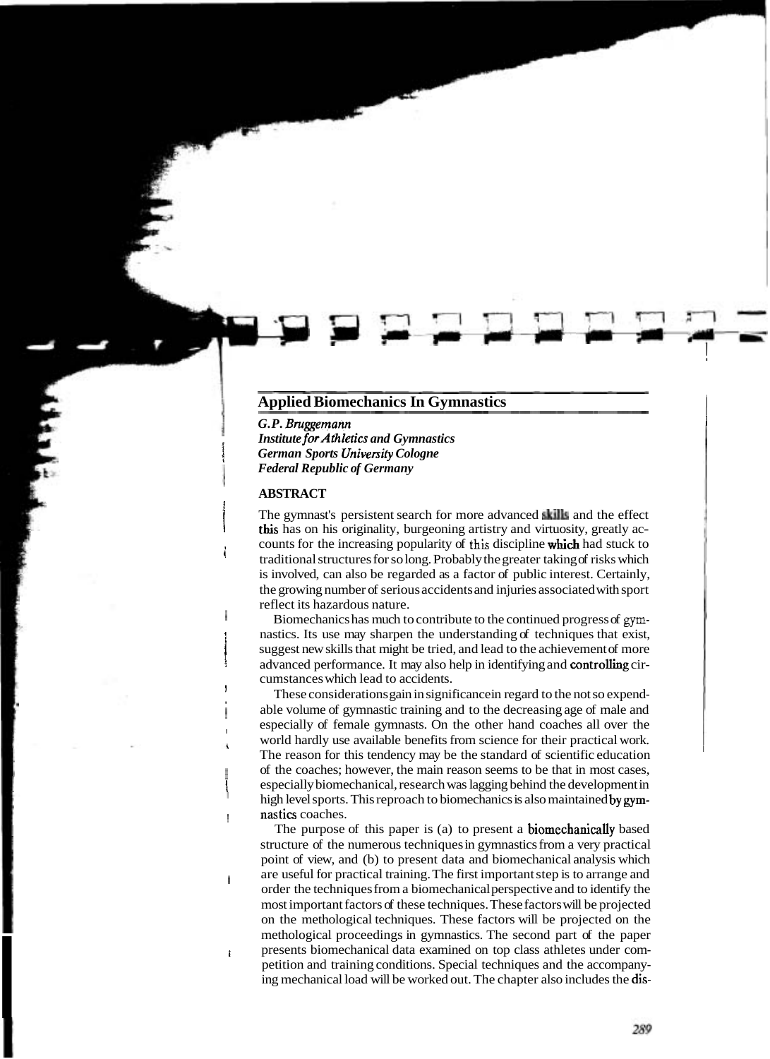## Applied Biomechanics In Gymnastics

***G.P. Bruggemann***
***Institute for Athletics and Gymnastics***
***German Sports University Cologne***
***Federal Republic of Germany***

### ABSTRACT

The gymnast's persistent search for more advanced skills and the effect this has on his originality, burgeoning artistry and virtuosity, greatly accounts for the increasing popularity of this discipline which had stuck to traditional structures for so long. Probably the greater taking of risks which is involved, can also be regarded as a factor of public interest. Certainly, the growing number of serious accidents and injuries associated with sport reflect its hazardous nature.

Biomechanics has much to contribute to the continued progress of gymnastics. Its use may sharpen the understanding of techniques that exist, suggest new skills that might be tried, and lead to the achievement of more advanced performance. It may also help in identifying and controlling circumstances which lead to accidents.

These considerations gain in significancein regard to the not so expendable volume of gymnastic training and to the decreasing age of male and especially of female gymnasts. On the other hand coaches all over the world hardly use available benefits from science for their practical work. The reason for this tendency may be the standard of scientific education of the coaches; however, the main reason seems to be that in most cases, especially biomechanical, research was lagging behind the development in high level sports. This reproach to biomechanics is also maintained by gymnastics coaches.

The purpose of this paper is (a) to present a biomechanically based structure of the numerous techniques in gymnastics from a very practical point of view, and (b) to present data and biomechanical analysis which are useful for practical training. The first important step is to arrange and order the techniques from a biomechanical perspective and to identify the most important factors of these techniques. These factors will be projected on the methological techniques. These factors will be projected on the methological proceedings in gymnastics. The second part of the paper presents biomechanical data examined on top class athletes under competition and training conditions. Special techniques and the accompanying mechanical load will be worked out. The chapter also includes the dis-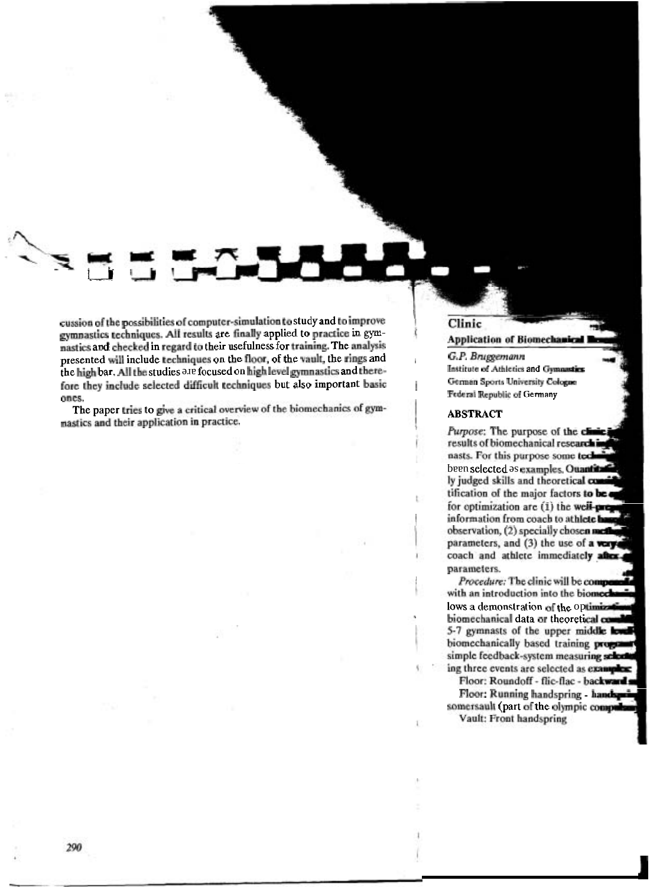cussion of the possibilities of computer-simulation to study and to improve gymnastics techniques. All results are finally applied to practice in gymnastics and checked in regard to their usefulness for training. The analysis presented will include techniques on the floor, of the vault, the rings and the high bar. All the studies are focused on high level gymnastics and therefore they include selected difficult techniques but also important basic ones.

The paper tries to give a critical overview of the biomechanics of gymnastics and their application in practice.

## Clinic

### Application of Biomechanical Res

*G.P. Bruggemann*
Institute of Athletics and Gymnastics
German Sports University Cologne
Federal Republic of Germany

### ABSTRACT

*Purpose*: The purpose of the clinic results of biomechanical research nasts. For this purpose some tech been selected as examples. Quantita ly judged skills and theoretical con tification of the major factors to be for optimization are (1) the well-prep information from coach to athlete b observation, (2) specially chosen meth parameters, and (3) the use of a very coach and athlete immediately after parameters.

*Procedure:* The clinic will be compo with an introduction into the biomechani lows a demonstration of the optimiz biomechanical data or theoretical con 5-7 gymnasts of the upper middle lev biomechanically based training progra simple feedback-system measuring select ing three events are selected as example:

Floor: Roundoff - flic-flac - backward

Floor: Running handspring - handspring somersault (part of the olympic compulsory

Vault: Front handspring